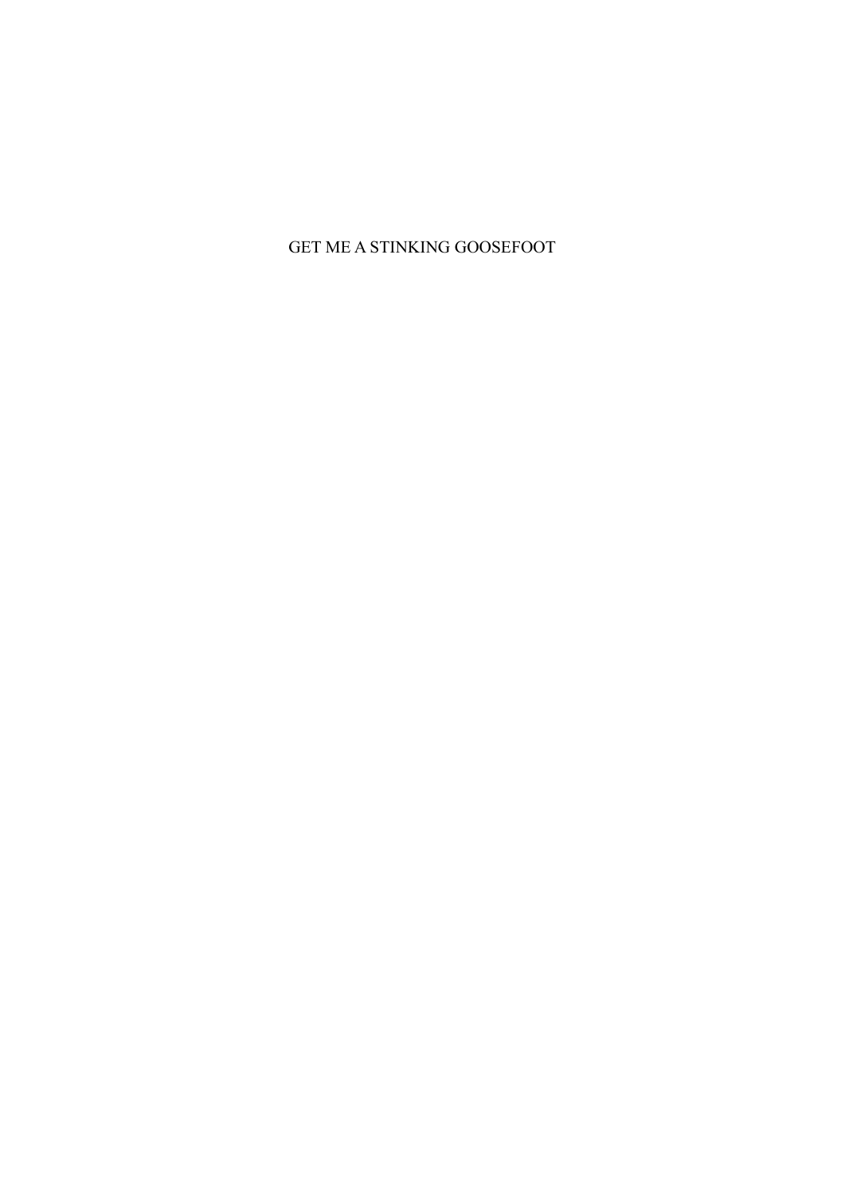GET ME A STINKING GOOSEFOOT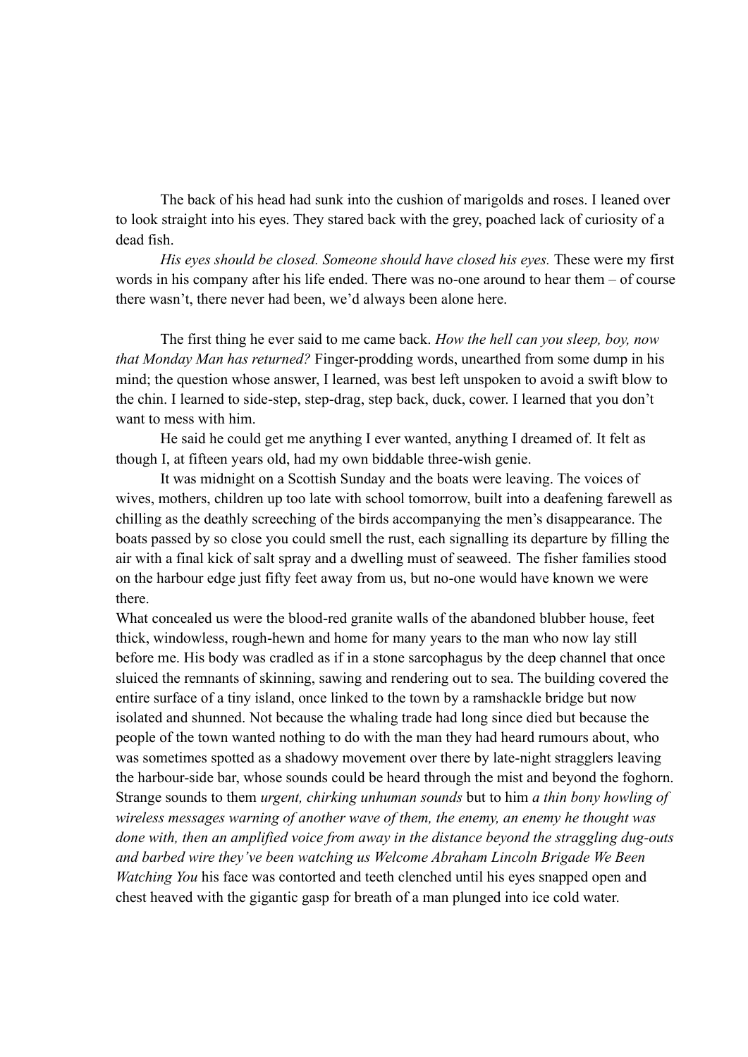The back of his head had sunk into the cushion of marigolds and roses. I leaned over to look straight into his eyes. They stared back with the grey, poached lack of curiosity of a dead fish.

*His eyes should be closed. Someone should have closed his eyes.* These were my first words in his company after his life ended. There was no-one around to hear them – of course there wasn't, there never had been, we'd always been alone here.

The first thing he ever said to me came back. *How the hell can you sleep, boy, now that Monday Man has returned?* Finger-prodding words, unearthed from some dump in his mind; the question whose answer, I learned, was best left unspoken to avoid a swift blow to the chin. I learned to side-step, step-drag, step back, duck, cower. I learned that you don't want to mess with him.

He said he could get me anything I ever wanted, anything I dreamed of. It felt as though I, at fifteen years old, had my own biddable three-wish genie.

It was midnight on a Scottish Sunday and the boats were leaving. The voices of wives, mothers, children up too late with school tomorrow, built into a deafening farewell as chilling as the deathly screeching of the birds accompanying the men's disappearance. The boats passed by so close you could smell the rust, each signalling its departure by filling the air with a final kick of salt spray and a dwelling must of seaweed. The fisher families stood on the harbour edge just fifty feet away from us, but no-one would have known we were there.

What concealed us were the blood-red granite walls of the abandoned blubber house, feet thick, windowless, rough-hewn and home for many years to the man who now lay still before me. His body was cradled as if in a stone sarcophagus by the deep channel that once sluiced the remnants of skinning, sawing and rendering out to sea. The building covered the entire surface of a tiny island, once linked to the town by a ramshackle bridge but now isolated and shunned. Not because the whaling trade had long since died but because the people of the town wanted nothing to do with the man they had heard rumours about, who was sometimes spotted as a shadowy movement over there by late-night stragglers leaving the harbour-side bar, whose sounds could be heard through the mist and beyond the foghorn. Strange sounds to them *urgent, chirking unhuman sounds* but to him *a thin bony howling of wireless messages warning of another wave of them, the enemy, an enemy he thought was done with, then an amplified voice from away in the distance beyond the straggling dug-outs and barbed wire they've been watching us Welcome Abraham Lincoln Brigade We Been Watching You* his face was contorted and teeth clenched until his eyes snapped open and chest heaved with the gigantic gasp for breath of a man plunged into ice cold water.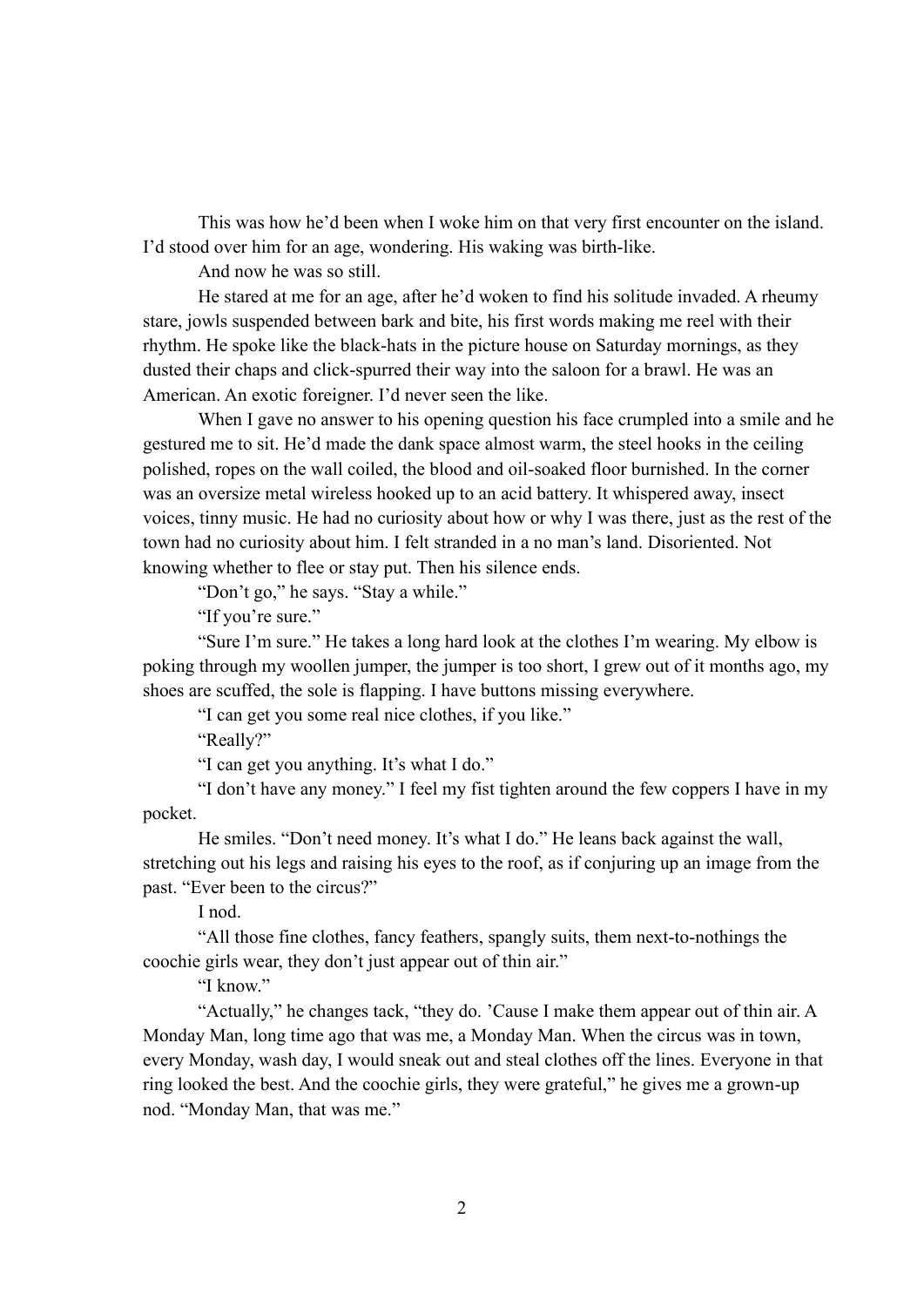This was how he'd been when I woke him on that very first encounter on the island. I'd stood over him for an age, wondering. His waking was birth-like.

And now he was so still.

He stared at me for an age, after he'd woken to find his solitude invaded. A rheumy stare, jowls suspended between bark and bite, his first words making me reel with their rhythm. He spoke like the black-hats in the picture house on Saturday mornings, as they dusted their chaps and click-spurred their way into the saloon for a brawl. He was an American. An exotic foreigner. I'd never seen the like.

When I gave no answer to his opening question his face crumpled into a smile and he gestured me to sit. He'd made the dank space almost warm, the steel hooks in the ceiling polished, ropes on the wall coiled, the blood and oil-soaked floor burnished. In the corner was an oversize metal wireless hooked up to an acid battery. It whispered away, insect voices, tinny music. He had no curiosity about how or why I was there, just as the rest of the town had no curiosity about him. I felt stranded in a no man's land. Disoriented. Not knowing whether to flee or stay put. Then his silence ends.

"Don't go," he says. "Stay a while."

"If you're sure."

"Sure I'm sure." He takes a long hard look at the clothes I'm wearing. My elbow is poking through my woollen jumper, the jumper is too short, I grew out of it months ago, my shoes are scuffed, the sole is flapping. I have buttons missing everywhere.

"I can get you some real nice clothes, if you like."

"Really?"

"I can get you anything. It's what I do."

"I don't have any money." I feel my fist tighten around the few coppers I have in my pocket.

He smiles. "Don't need money. It's what I do." He leans back against the wall, stretching out his legs and raising his eyes to the roof, as if conjuring up an image from the past. "Ever been to the circus?"

I nod.

"All those fine clothes, fancy feathers, spangly suits, them next-to-nothings the coochie girls wear, they don't just appear out of thin air."

"I know."

"Actually," he changes tack, "they do. 'Cause I make them appear out of thin air. A Monday Man, long time ago that was me, a Monday Man. When the circus was in town, every Monday, wash day, I would sneak out and steal clothes off the lines. Everyone in that ring looked the best. And the coochie girls, they were grateful," he gives me a grown-up nod. "Monday Man, that was me."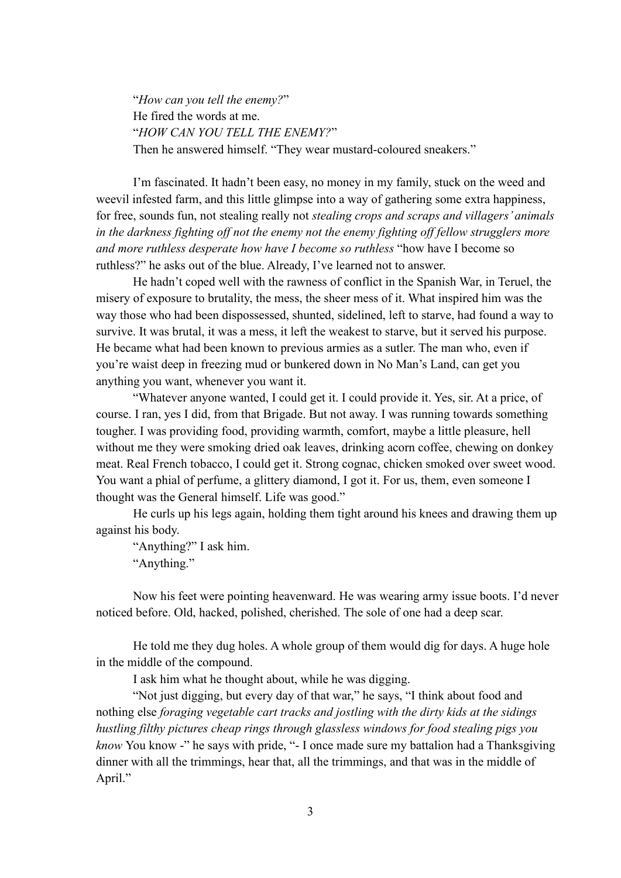"*How can you tell the enemy?*"

He fired the words at me.

"*HOW CAN YOU TELL THE ENEMY?*"

Then he answered himself. "They wear mustard-coloured sneakers."

I'm fascinated. It hadn't been easy, no money in my family, stuck on the weed and weevil infested farm, and this little glimpse into a way of gathering some extra happiness, for free, sounds fun, not stealing really not *stealing crops and scraps and villagers' animals in the darkness fighting off not the enemy not the enemy fighting off fellow strugglers more and more ruthless desperate how have I become so ruthless* "how have I become so ruthless?" he asks out of the blue. Already, I've learned not to answer.

He hadn't coped well with the rawness of conflict in the Spanish War, in Teruel, the misery of exposure to brutality, the mess, the sheer mess of it. What inspired him was the way those who had been dispossessed, shunted, sidelined, left to starve, had found a way to survive. It was brutal, it was a mess, it left the weakest to starve, but it served his purpose. He became what had been known to previous armies as a sutler. The man who, even if you're waist deep in freezing mud or bunkered down in No Man's Land, can get you anything you want, whenever you want it.

"Whatever anyone wanted, I could get it. I could provide it. Yes, sir. At a price, of course. I ran, yes I did, from that Brigade. But not away. I was running towards something tougher. I was providing food, providing warmth, comfort, maybe a little pleasure, hell without me they were smoking dried oak leaves, drinking acorn coffee, chewing on donkey meat. Real French tobacco, I could get it. Strong cognac, chicken smoked over sweet wood. You want a phial of perfume, a glittery diamond, I got it. For us, them, even someone I thought was the General himself. Life was good."

He curls up his legs again, holding them tight around his knees and drawing them up against his body.

"Anything?" I ask him.

"Anything."

Now his feet were pointing heavenward. He was wearing army issue boots. I'd never noticed before. Old, hacked, polished, cherished. The sole of one had a deep scar.

He told me they dug holes. A whole group of them would dig for days. A huge hole in the middle of the compound.

I ask him what he thought about, while he was digging.

"Not just digging, but every day of that war," he says, "I think about food and nothing else *foraging vegetable cart tracks and jostling with the dirty kids at the sidings hustling filthy pictures cheap rings through glassless windows for food stealing pigs you know* You know -" he says with pride, "- I once made sure my battalion had a Thanksgiving dinner with all the trimmings, hear that, all the trimmings, and that was in the middle of April."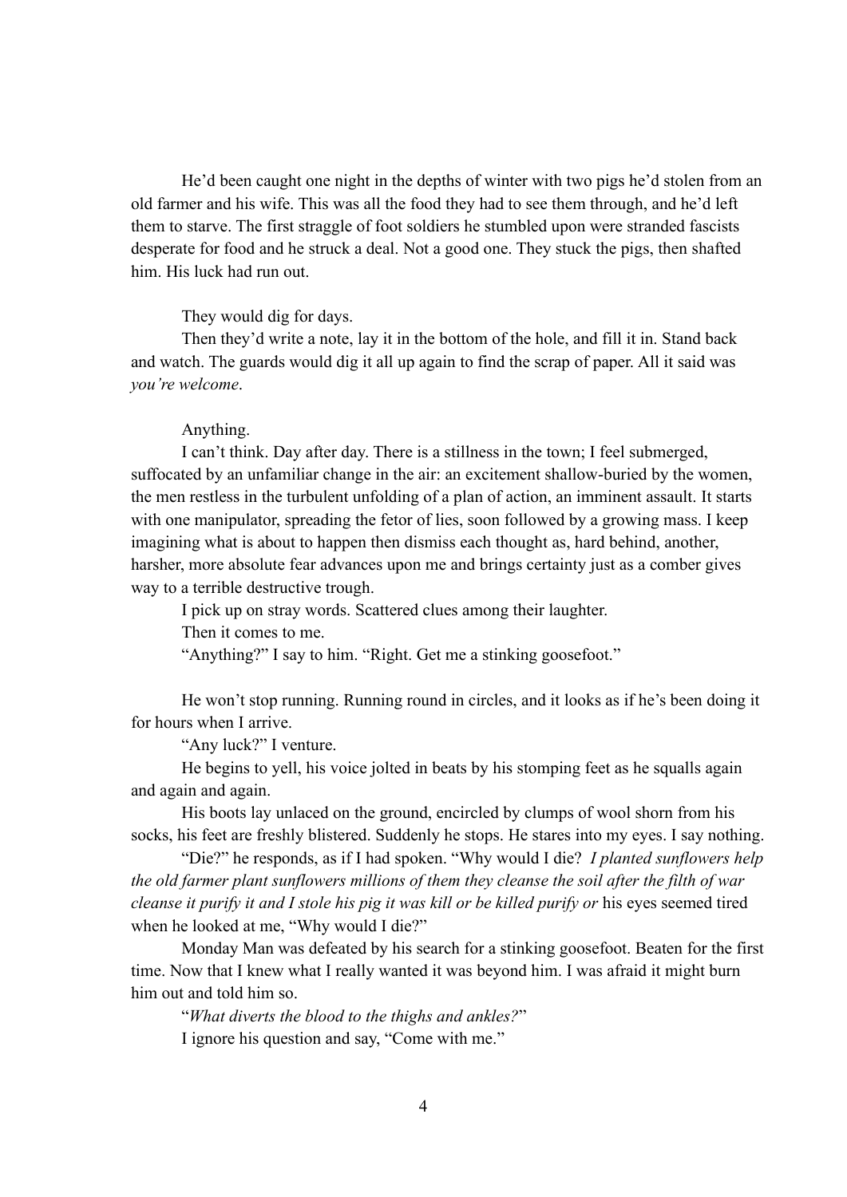He'd been caught one night in the depths of winter with two pigs he'd stolen from an old farmer and his wife. This was all the food they had to see them through, and he'd left them to starve. The first straggle of foot soldiers he stumbled upon were stranded fascists desperate for food and he struck a deal. Not a good one. They stuck the pigs, then shafted him. His luck had run out.

They would dig for days.

Then they'd write a note, lay it in the bottom of the hole, and fill it in. Stand back and watch. The guards would dig it all up again to find the scrap of paper. All it said was *you're welcome*.

Anything.

I can't think. Day after day. There is a stillness in the town; I feel submerged, suffocated by an unfamiliar change in the air: an excitement shallow-buried by the women, the men restless in the turbulent unfolding of a plan of action, an imminent assault. It starts with one manipulator, spreading the fetor of lies, soon followed by a growing mass. I keep imagining what is about to happen then dismiss each thought as, hard behind, another, harsher, more absolute fear advances upon me and brings certainty just as a comber gives way to a terrible destructive trough.

I pick up on stray words. Scattered clues among their laughter.

Then it comes to me.

"Anything?" I say to him. "Right. Get me a stinking goosefoot."

He won't stop running. Running round in circles, and it looks as if he's been doing it for hours when I arrive.

"Any luck?" I venture.

He begins to yell, his voice jolted in beats by his stomping feet as he squalls again and again and again.

His boots lay unlaced on the ground, encircled by clumps of wool shorn from his socks, his feet are freshly blistered. Suddenly he stops. He stares into my eyes. I say nothing.

"Die?" he responds, as if I had spoken. "Why would I die? *I planted sunflowers help the old farmer plant sunflowers millions of them they cleanse the soil after the filth of war cleanse it purify it and I stole his pig it was kill or be killed purify or* his eyes seemed tired when he looked at me, "Why would I die?"

Monday Man was defeated by his search for a stinking goosefoot. Beaten for the first time. Now that I knew what I really wanted it was beyond him. I was afraid it might burn him out and told him so.

"*What diverts the blood to the thighs and ankles?*"

I ignore his question and say, "Come with me."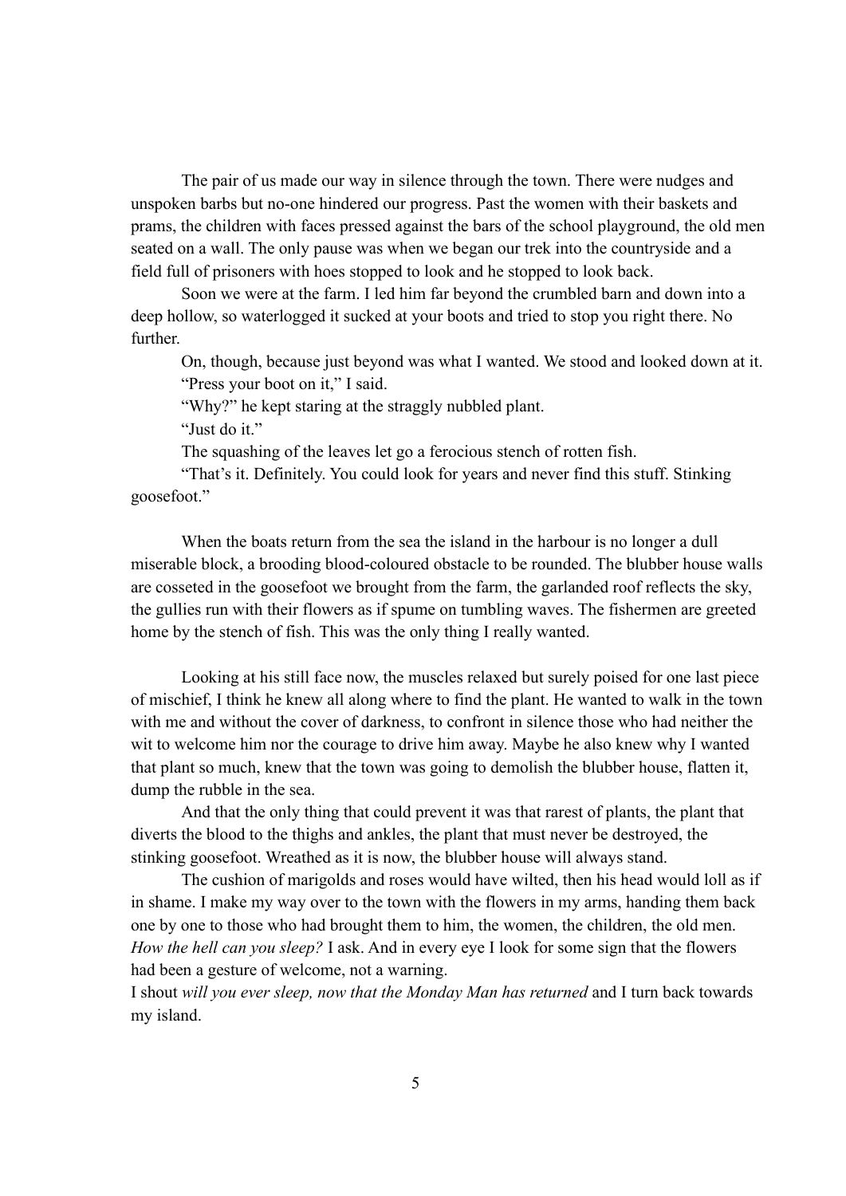The pair of us made our way in silence through the town. There were nudges and unspoken barbs but no-one hindered our progress. Past the women with their baskets and prams, the children with faces pressed against the bars of the school playground, the old men seated on a wall. The only pause was when we began our trek into the countryside and a field full of prisoners with hoes stopped to look and he stopped to look back.

Soon we were at the farm. I led him far beyond the crumbled barn and down into a deep hollow, so waterlogged it sucked at your boots and tried to stop you right there. No further.

On, though, because just beyond was what I wanted. We stood and looked down at it.

"Press your boot on it," I said.

"Why?" he kept staring at the straggly nubbled plant.

"Just do it."

The squashing of the leaves let go a ferocious stench of rotten fish.

"That's it. Definitely. You could look for years and never find this stuff. Stinking goosefoot."

When the boats return from the sea the island in the harbour is no longer a dull miserable block, a brooding blood-coloured obstacle to be rounded. The blubber house walls are cosseted in the goosefoot we brought from the farm, the garlanded roof reflects the sky, the gullies run with their flowers as if spume on tumbling waves. The fishermen are greeted home by the stench of fish. This was the only thing I really wanted.

Looking at his still face now, the muscles relaxed but surely poised for one last piece of mischief, I think he knew all along where to find the plant. He wanted to walk in the town with me and without the cover of darkness, to confront in silence those who had neither the wit to welcome him nor the courage to drive him away. Maybe he also knew why I wanted that plant so much, knew that the town was going to demolish the blubber house, flatten it, dump the rubble in the sea.

And that the only thing that could prevent it was that rarest of plants, the plant that diverts the blood to the thighs and ankles, the plant that must never be destroyed, the stinking goosefoot. Wreathed as it is now, the blubber house will always stand.

The cushion of marigolds and roses would have wilted, then his head would loll as if in shame. I make my way over to the town with the flowers in my arms, handing them back one by one to those who had brought them to him, the women, the children, the old men. *How the hell can you sleep?* I ask. And in every eye I look for some sign that the flowers had been a gesture of welcome, not a warning.

I shout *will you ever sleep, now that the Monday Man has returned* and I turn back towards my island.